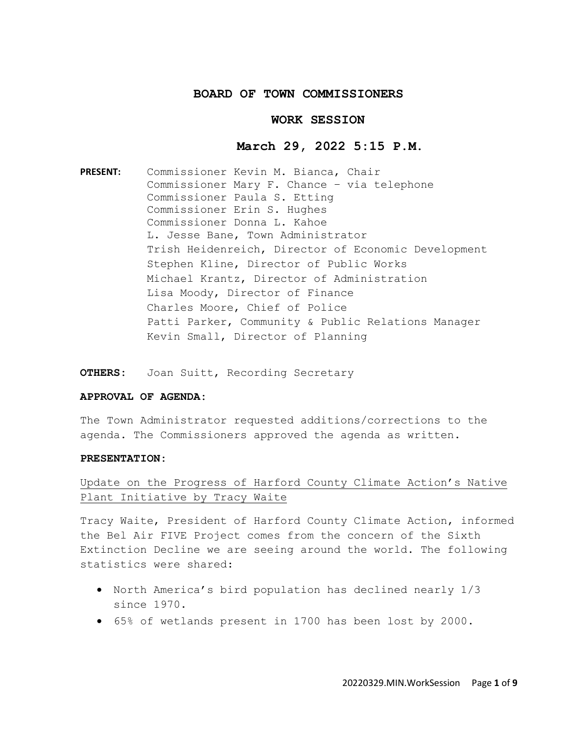# BOARD OF TOWN COMMISSIONERS

## WORK SESSION

## March 29, 2022 5:15 P.M.

**PRESENT:** Commissioner Kevin M. Bianca, Chair
Commissioner Mary F. Chance – via telephone
Commissioner Paula S. Etting
Commissioner Erin S. Hughes
Commissioner Donna L. Kahoe
L. Jesse Bane, Town Administrator
Trish Heidenreich, Director of Economic Development
Stephen Kline, Director of Public Works
Michael Krantz, Director of Administration
Lisa Moody, Director of Finance
Charles Moore, Chief of Police
Patti Parker, Community & Public Relations Manager
Kevin Small, Director of Planning

**OTHERS:** Joan Suitt, Recording Secretary

**APPROVAL OF AGENDA:**

The Town Administrator requested additions/corrections to the agenda. The Commissioners approved the agenda as written.

**PRESENTATION:**

<u>Update on the Progress of Harford County Climate Action's Native Plant Initiative by Tracy Waite</u>

Tracy Waite, President of Harford County Climate Action, informed the Bel Air FIVE Project comes from the concern of the Sixth Extinction Decline we are seeing around the world. The following statistics were shared:

- North America's bird population has declined nearly 1/3 since 1970.
- 65% of wetlands present in 1700 has been lost by 2000.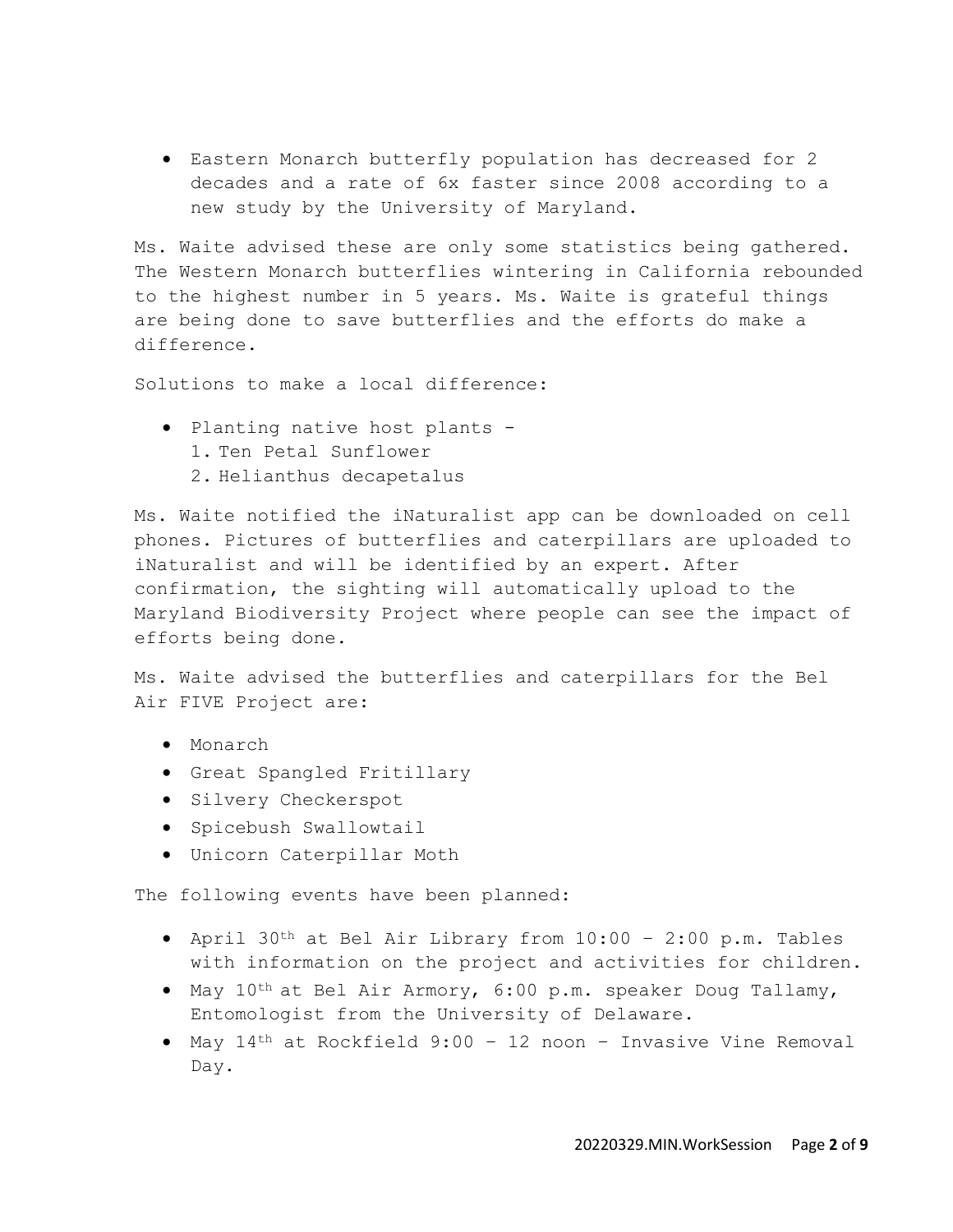- Eastern Monarch butterfly population has decreased for 2 decades and a rate of 6x faster since 2008 according to a new study by the University of Maryland.

Ms. Waite advised these are only some statistics being gathered. The Western Monarch butterflies wintering in California rebounded to the highest number in 5 years. Ms. Waite is grateful things are being done to save butterflies and the efforts do make a difference.

Solutions to make a local difference:

- Planting native host plants -
  1. Ten Petal Sunflower
  2. Helianthus decapetalus

Ms. Waite notified the iNaturalist app can be downloaded on cell phones. Pictures of butterflies and caterpillars are uploaded to iNaturalist and will be identified by an expert. After confirmation, the sighting will automatically upload to the Maryland Biodiversity Project where people can see the impact of efforts being done.

Ms. Waite advised the butterflies and caterpillars for the Bel Air FIVE Project are:

- Monarch
- Great Spangled Fritillary
- Silvery Checkerspot
- Spicebush Swallowtail
- Unicorn Caterpillar Moth

The following events have been planned:

- April 30th at Bel Air Library from 10:00 – 2:00 p.m. Tables with information on the project and activities for children.
- May 10th at Bel Air Armory, 6:00 p.m. speaker Doug Tallamy, Entomologist from the University of Delaware.
- May 14th at Rockfield 9:00 – 12 noon – Invasive Vine Removal Day.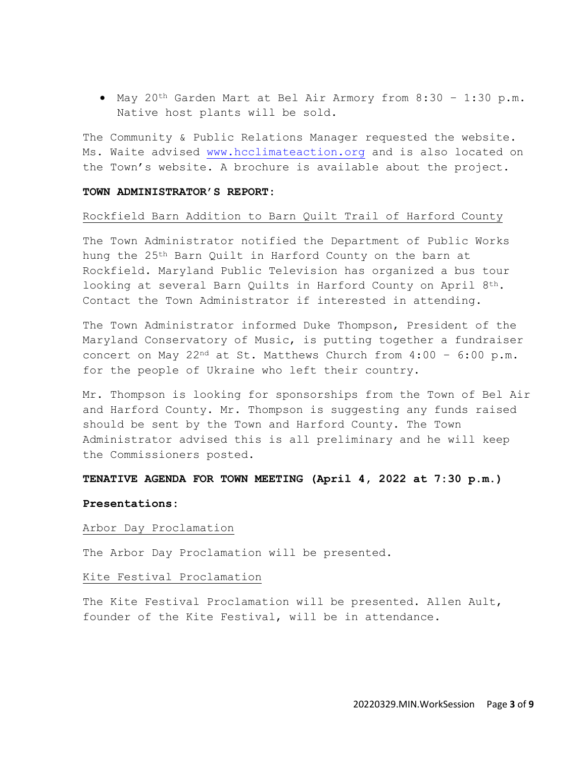- May 20th Garden Mart at Bel Air Armory from 8:30 – 1:30 p.m. Native host plants will be sold.

The Community & Public Relations Manager requested the website. Ms. Waite advised www.hcclimateaction.org and is also located on the Town's website. A brochure is available about the project.

**TOWN ADMINISTRATOR'S REPORT:**

Rockfield Barn Addition to Barn Quilt Trail of Harford County

The Town Administrator notified the Department of Public Works hung the 25th Barn Quilt in Harford County on the barn at Rockfield. Maryland Public Television has organized a bus tour looking at several Barn Quilts in Harford County on April 8th. Contact the Town Administrator if interested in attending.

The Town Administrator informed Duke Thompson, President of the Maryland Conservatory of Music, is putting together a fundraiser concert on May 22nd at St. Matthews Church from 4:00 – 6:00 p.m. for the people of Ukraine who left their country.

Mr. Thompson is looking for sponsorships from the Town of Bel Air and Harford County. Mr. Thompson is suggesting any funds raised should be sent by the Town and Harford County. The Town Administrator advised this is all preliminary and he will keep the Commissioners posted.

**TENATIVE AGENDA FOR TOWN MEETING (April 4, 2022 at 7:30 p.m.)**

**Presentations:**

Arbor Day Proclamation

The Arbor Day Proclamation will be presented.

Kite Festival Proclamation

The Kite Festival Proclamation will be presented. Allen Ault, founder of the Kite Festival, will be in attendance.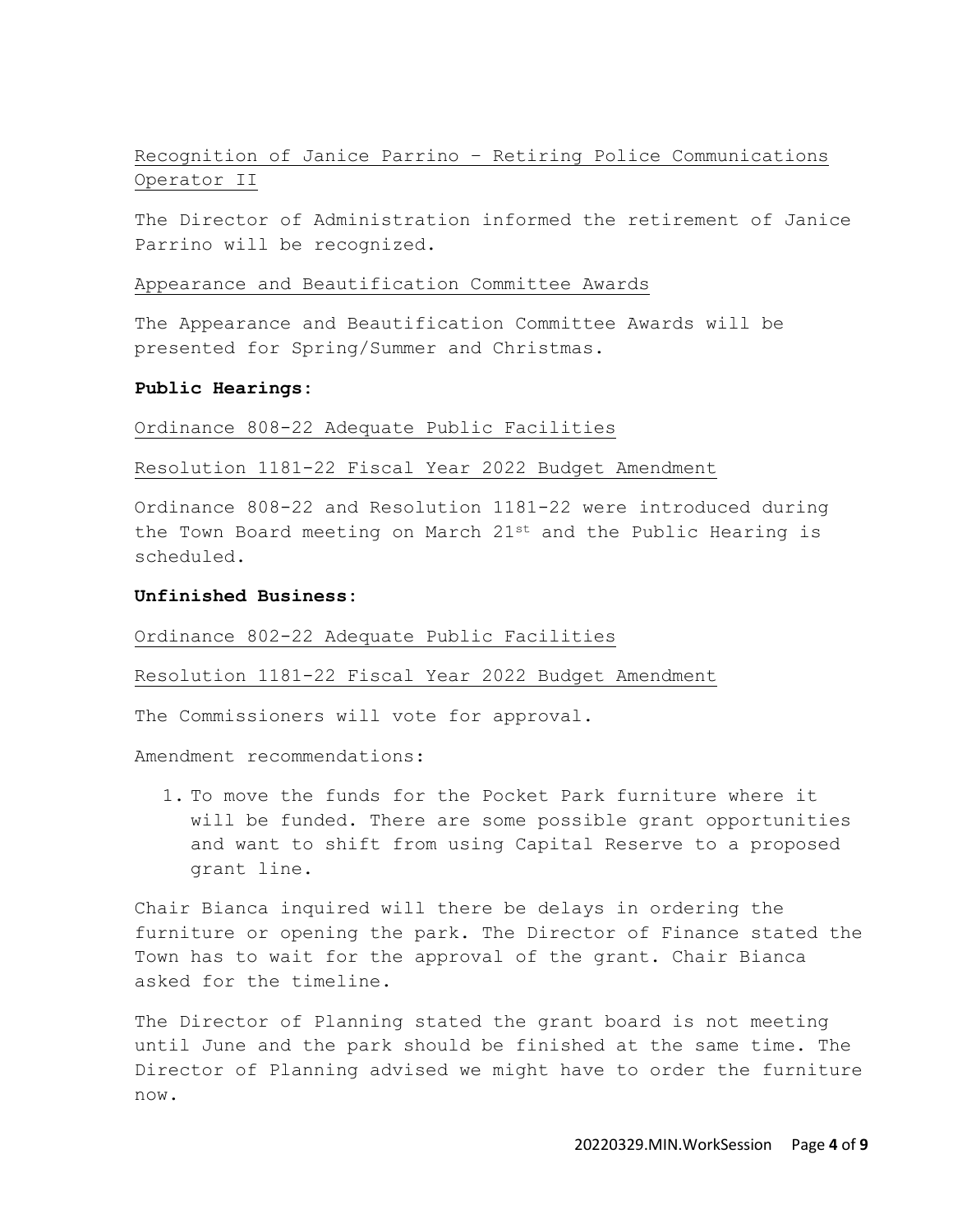Recognition of Janice Parrino – Retiring Police Communications Operator II

The Director of Administration informed the retirement of Janice Parrino will be recognized.

Appearance and Beautification Committee Awards

The Appearance and Beautification Committee Awards will be presented for Spring/Summer and Christmas.

**Public Hearings:**

Ordinance 808-22 Adequate Public Facilities

Resolution 1181-22 Fiscal Year 2022 Budget Amendment

Ordinance 808-22 and Resolution 1181-22 were introduced during the Town Board meeting on March 21st and the Public Hearing is scheduled.

**Unfinished Business:**

Ordinance 802-22 Adequate Public Facilities

Resolution 1181-22 Fiscal Year 2022 Budget Amendment

The Commissioners will vote for approval.

Amendment recommendations:

1. To move the funds for the Pocket Park furniture where it will be funded. There are some possible grant opportunities and want to shift from using Capital Reserve to a proposed grant line.

Chair Bianca inquired will there be delays in ordering the furniture or opening the park. The Director of Finance stated the Town has to wait for the approval of the grant. Chair Bianca asked for the timeline.

The Director of Planning stated the grant board is not meeting until June and the park should be finished at the same time. The Director of Planning advised we might have to order the furniture now.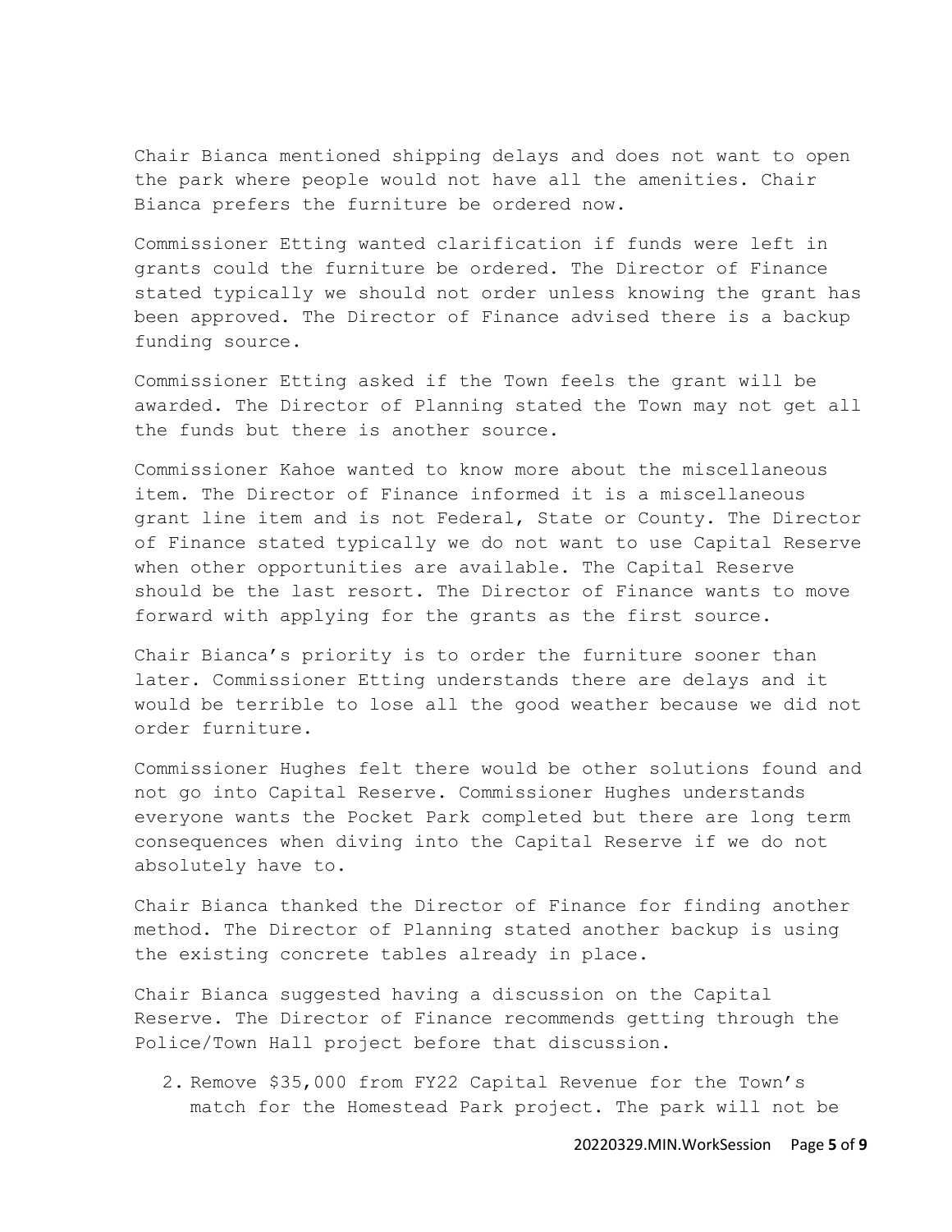Chair Bianca mentioned shipping delays and does not want to open the park where people would not have all the amenities. Chair Bianca prefers the furniture be ordered now.

Commissioner Etting wanted clarification if funds were left in grants could the furniture be ordered. The Director of Finance stated typically we should not order unless knowing the grant has been approved. The Director of Finance advised there is a backup funding source.

Commissioner Etting asked if the Town feels the grant will be awarded. The Director of Planning stated the Town may not get all the funds but there is another source.

Commissioner Kahoe wanted to know more about the miscellaneous item. The Director of Finance informed it is a miscellaneous grant line item and is not Federal, State or County. The Director of Finance stated typically we do not want to use Capital Reserve when other opportunities are available. The Capital Reserve should be the last resort. The Director of Finance wants to move forward with applying for the grants as the first source.

Chair Bianca's priority is to order the furniture sooner than later. Commissioner Etting understands there are delays and it would be terrible to lose all the good weather because we did not order furniture.

Commissioner Hughes felt there would be other solutions found and not go into Capital Reserve. Commissioner Hughes understands everyone wants the Pocket Park completed but there are long term consequences when diving into the Capital Reserve if we do not absolutely have to.

Chair Bianca thanked the Director of Finance for finding another method. The Director of Planning stated another backup is using the existing concrete tables already in place.

Chair Bianca suggested having a discussion on the Capital Reserve. The Director of Finance recommends getting through the Police/Town Hall project before that discussion.

2. Remove $35,000 from FY22 Capital Revenue for the Town's match for the Homestead Park project. The park will not be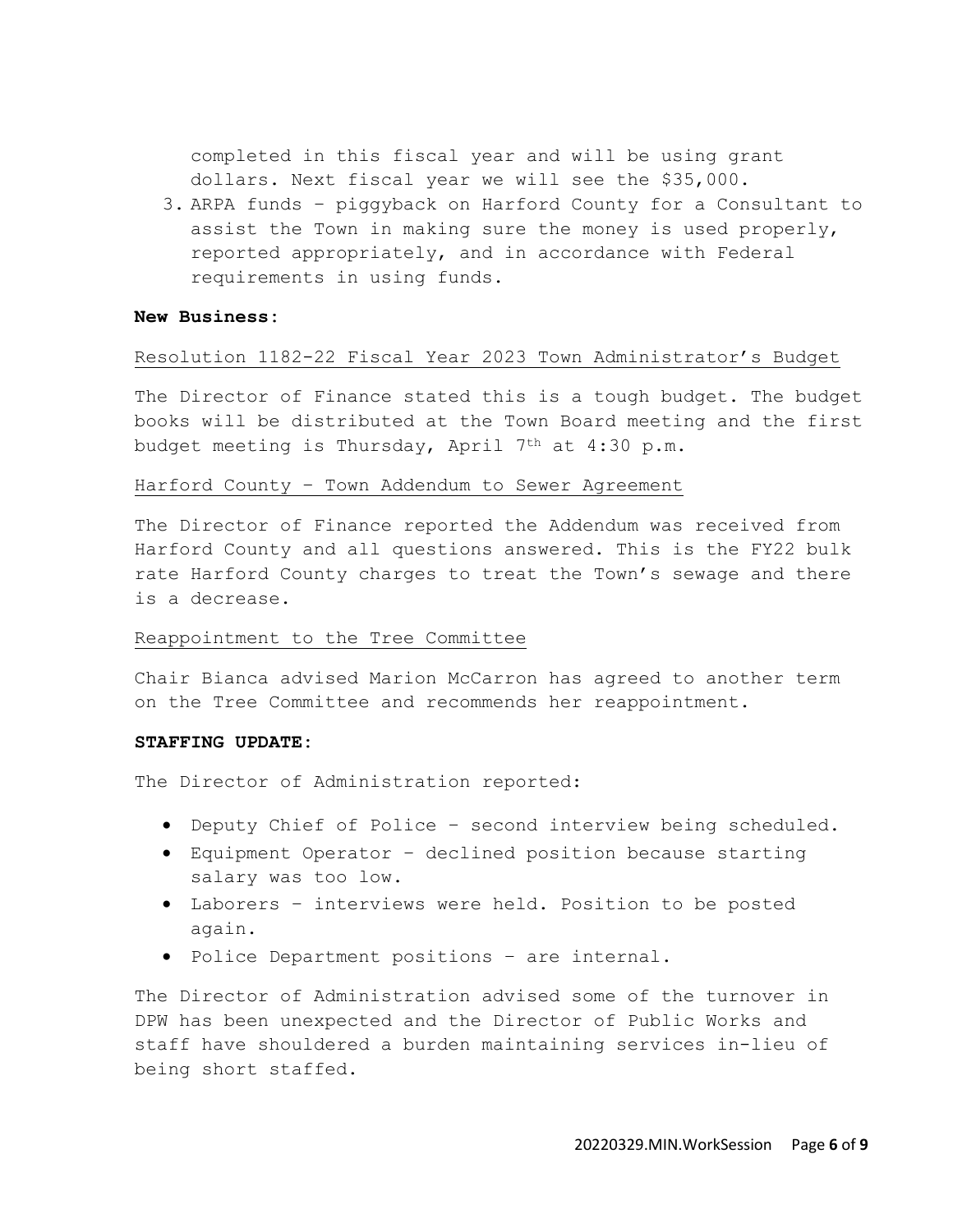completed in this fiscal year and will be using grant dollars. Next fiscal year we will see the $35,000.

3. ARPA funds – piggyback on Harford County for a Consultant to assist the Town in making sure the money is used properly, reported appropriately, and in accordance with Federal requirements in using funds.

**New Business:**

<u>Resolution 1182-22 Fiscal Year 2023 Town Administrator's Budget</u>

The Director of Finance stated this is a tough budget. The budget books will be distributed at the Town Board meeting and the first budget meeting is Thursday, April 7th at 4:30 p.m.

<u>Harford County – Town Addendum to Sewer Agreement</u>

The Director of Finance reported the Addendum was received from Harford County and all questions answered. This is the FY22 bulk rate Harford County charges to treat the Town's sewage and there is a decrease.

<u>Reappointment to the Tree Committee</u>

Chair Bianca advised Marion McCarron has agreed to another term on the Tree Committee and recommends her reappointment.

**STAFFING UPDATE:**

The Director of Administration reported:

- Deputy Chief of Police – second interview being scheduled.
- Equipment Operator – declined position because starting salary was too low.
- Laborers – interviews were held. Position to be posted again.
- Police Department positions – are internal.

The Director of Administration advised some of the turnover in DPW has been unexpected and the Director of Public Works and staff have shouldered a burden maintaining services in-lieu of being short staffed.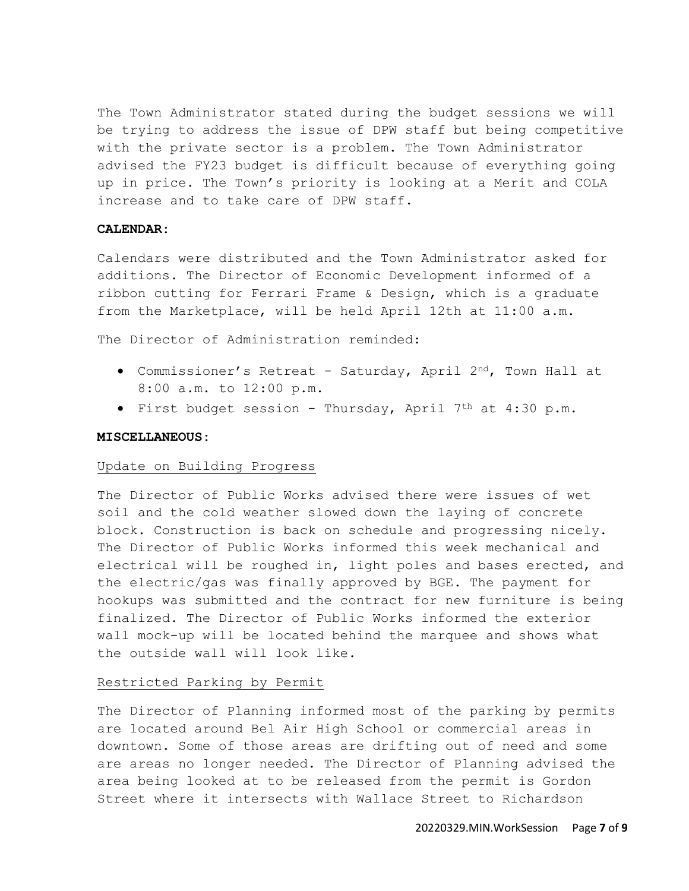The Town Administrator stated during the budget sessions we will be trying to address the issue of DPW staff but being competitive with the private sector is a problem. The Town Administrator advised the FY23 budget is difficult because of everything going up in price. The Town's priority is looking at a Merit and COLA increase and to take care of DPW staff.

**CALENDAR:**

Calendars were distributed and the Town Administrator asked for additions. The Director of Economic Development informed of a ribbon cutting for Ferrari Frame & Design, which is a graduate from the Marketplace, will be held April 12th at 11:00 a.m.

The Director of Administration reminded:

- Commissioner's Retreat - Saturday, April 2nd, Town Hall at 8:00 a.m. to 12:00 p.m.
- First budget session - Thursday, April 7th at 4:30 p.m.

**MISCELLANEOUS:**

Update on Building Progress

The Director of Public Works advised there were issues of wet soil and the cold weather slowed down the laying of concrete block. Construction is back on schedule and progressing nicely. The Director of Public Works informed this week mechanical and electrical will be roughed in, light poles and bases erected, and the electric/gas was finally approved by BGE. The payment for hookups was submitted and the contract for new furniture is being finalized. The Director of Public Works informed the exterior wall mock-up will be located behind the marquee and shows what the outside wall will look like.

Restricted Parking by Permit

The Director of Planning informed most of the parking by permits are located around Bel Air High School or commercial areas in downtown. Some of those areas are drifting out of need and some are areas no longer needed. The Director of Planning advised the area being looked at to be released from the permit is Gordon Street where it intersects with Wallace Street to Richardson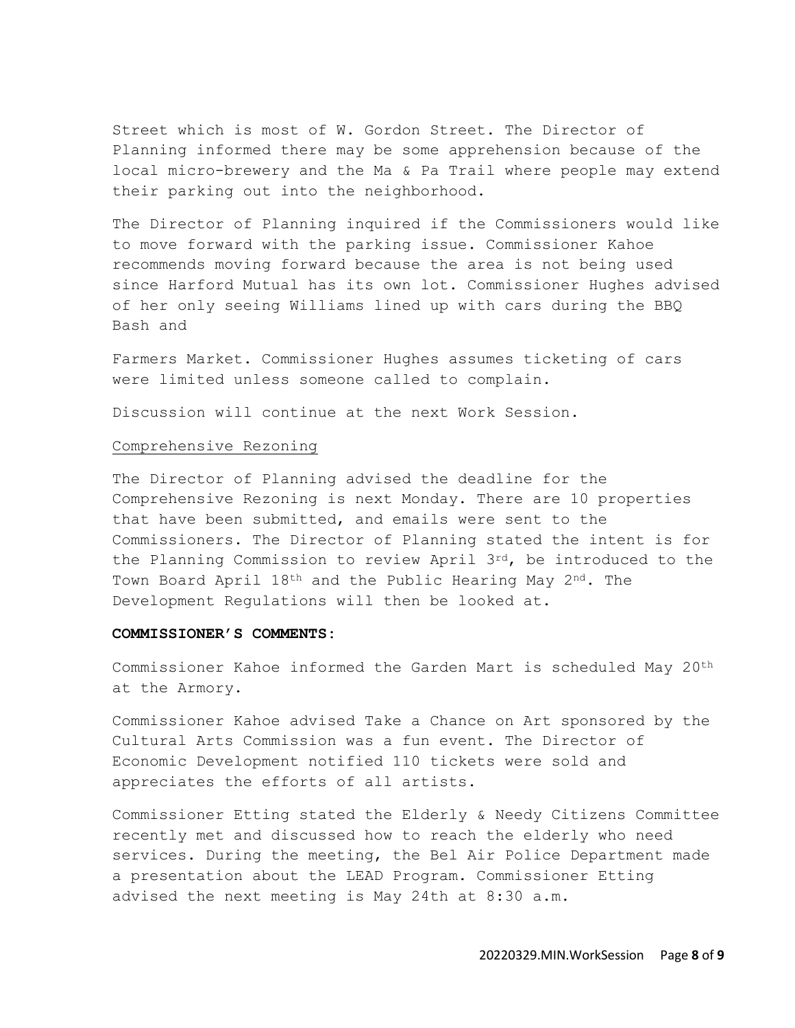Street which is most of W. Gordon Street. The Director of Planning informed there may be some apprehension because of the local micro-brewery and the Ma & Pa Trail where people may extend their parking out into the neighborhood.

The Director of Planning inquired if the Commissioners would like to move forward with the parking issue. Commissioner Kahoe recommends moving forward because the area is not being used since Harford Mutual has its own lot. Commissioner Hughes advised of her only seeing Williams lined up with cars during the BBQ Bash and

Farmers Market. Commissioner Hughes assumes ticketing of cars were limited unless someone called to complain.

Discussion will continue at the next Work Session.

Comprehensive Rezoning

The Director of Planning advised the deadline for the Comprehensive Rezoning is next Monday. There are 10 properties that have been submitted, and emails were sent to the Commissioners. The Director of Planning stated the intent is for the Planning Commission to review April 3rd, be introduced to the Town Board April 18th and the Public Hearing May 2nd. The Development Regulations will then be looked at.

**COMMISSIONER'S COMMENTS:**

Commissioner Kahoe informed the Garden Mart is scheduled May 20th at the Armory.

Commissioner Kahoe advised Take a Chance on Art sponsored by the Cultural Arts Commission was a fun event. The Director of Economic Development notified 110 tickets were sold and appreciates the efforts of all artists.

Commissioner Etting stated the Elderly & Needy Citizens Committee recently met and discussed how to reach the elderly who need services. During the meeting, the Bel Air Police Department made a presentation about the LEAD Program. Commissioner Etting advised the next meeting is May 24th at 8:30 a.m.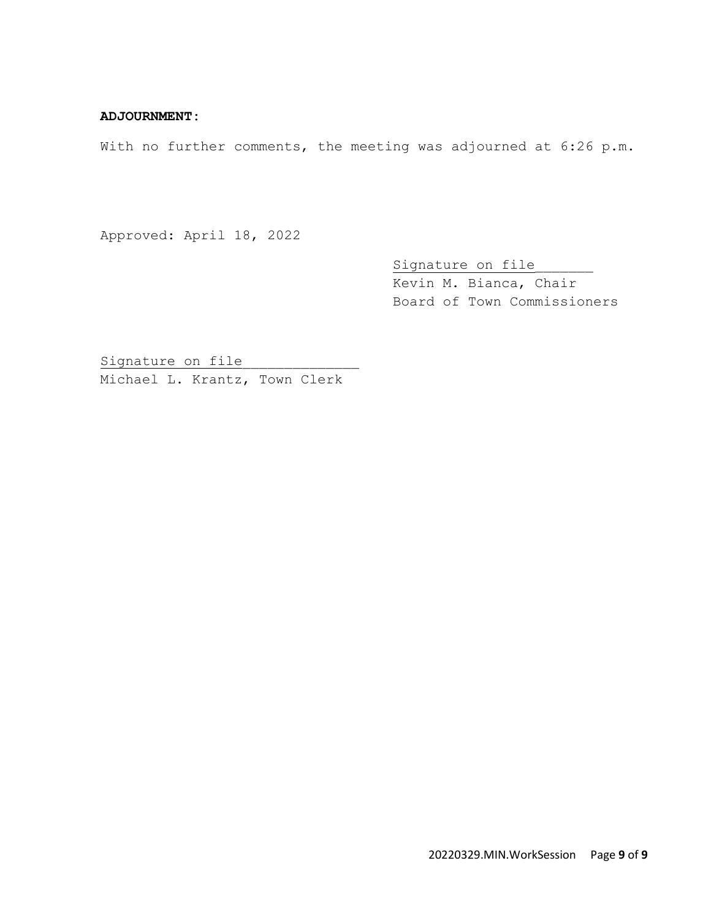**ADJOURNMENT:**

With no further comments, the meeting was adjourned at 6:26 p.m.

Approved: April 18, 2022

Signature on file
Kevin M. Bianca, Chair
Board of Town Commissioners

Signature on file
Michael L. Krantz, Town Clerk